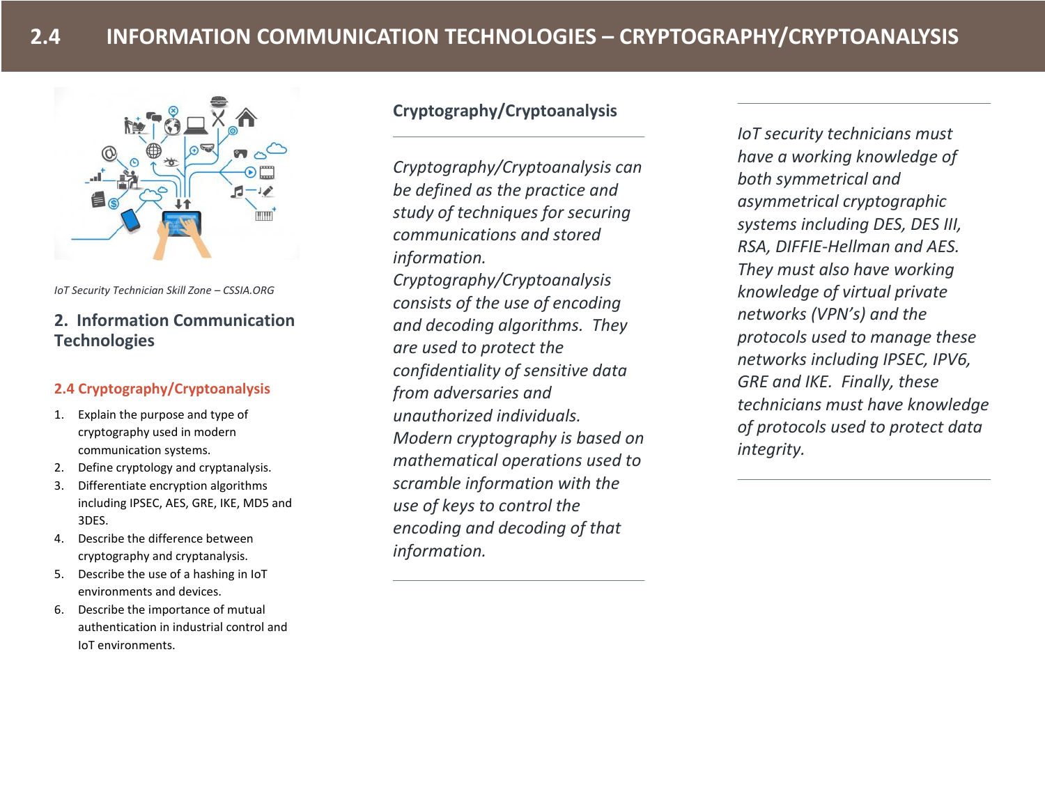# 2.4 INFORMATION COMMUNICATION TECHNOLOGIES – CRYPTOGRAPHY/CRYPTOANALYSIS

*IoT Security Technician Skill Zone – CSSIA.ORG*

## 2. Information Communication Technologies

### 2.4 Cryptography/Cryptoanalysis

1. Explain the purpose and type of cryptography used in modern communication systems.
2. Define cryptology and cryptanalysis.
3. Differentiate encryption algorithms including IPSEC, AES, GRE, IKE, MD5 and 3DES.
4. Describe the difference between cryptography and cryptanalysis.
5. Describe the use of a hashing in IoT environments and devices.
6. Describe the importance of mutual authentication in industrial control and IoT environments.

### Cryptography/Cryptoanalysis

*Cryptography/Cryptoanalysis can be defined as the practice and study of techniques for securing communications and stored information. Cryptography/Cryptoanalysis consists of the use of encoding and decoding algorithms. They are used to protect the confidentiality of sensitive data from adversaries and unauthorized individuals. Modern cryptography is based on mathematical operations used to scramble information with the use of keys to control the encoding and decoding of that information.*

*IoT security technicians must have a working knowledge of both symmetrical and asymmetrical cryptographic systems including DES, DES III, RSA, DIFFIE-Hellman and AES. They must also have working knowledge of virtual private networks (VPN's) and the protocols used to manage these networks including IPSEC, IPV6, GRE and IKE. Finally, these technicians must have knowledge of protocols used to protect data integrity.*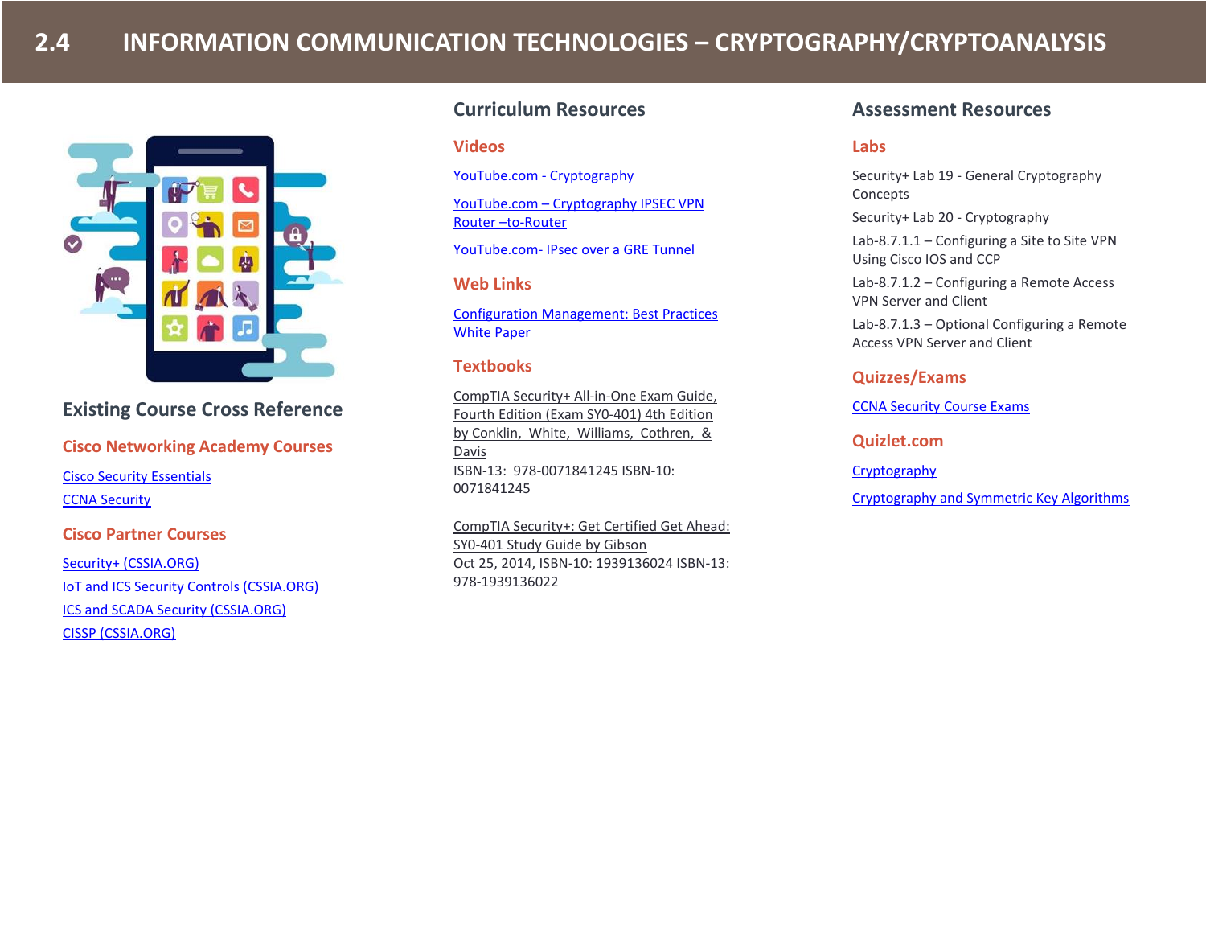# 2.4 INFORMATION COMMUNICATION TECHNOLOGIES – CRYPTOGRAPHY/CRYPTOANALYSIS

## Existing Course Cross Reference

### Cisco Networking Academy Courses

Cisco Security Essentials

CCNA Security

### Cisco Partner Courses

Security+ (CSSIA.ORG)

IoT and ICS Security Controls (CSSIA.ORG)

ICS and SCADA Security (CSSIA.ORG)

CISSP (CSSIA.ORG)

## Curriculum Resources

### Videos

YouTube.com - Cryptography

YouTube.com – Cryptography IPSEC VPN Router –to-Router

YouTube.com- IPsec over a GRE Tunnel

### Web Links

Configuration Management: Best Practices White Paper

### Textbooks

CompTIA Security+ All-in-One Exam Guide, Fourth Edition (Exam SY0-401) 4th Edition by Conklin, White, Williams, Cothren, & Davis
ISBN-13: 978-0071841245 ISBN-10: 0071841245

CompTIA Security+: Get Certified Get Ahead: SY0-401 Study Guide by Gibson
Oct 25, 2014, ISBN-10: 1939136024 ISBN-13: 978-1939136022

## Assessment Resources

### Labs

Security+ Lab 19 - General Cryptography Concepts

Security+ Lab 20 - Cryptography

Lab-8.7.1.1 – Configuring a Site to Site VPN Using Cisco IOS and CCP

Lab-8.7.1.2 – Configuring a Remote Access VPN Server and Client

Lab-8.7.1.3 – Optional Configuring a Remote Access VPN Server and Client

### Quizzes/Exams

CCNA Security Course Exams

### Quizlet.com

Cryptography

Cryptography and Symmetric Key Algorithms